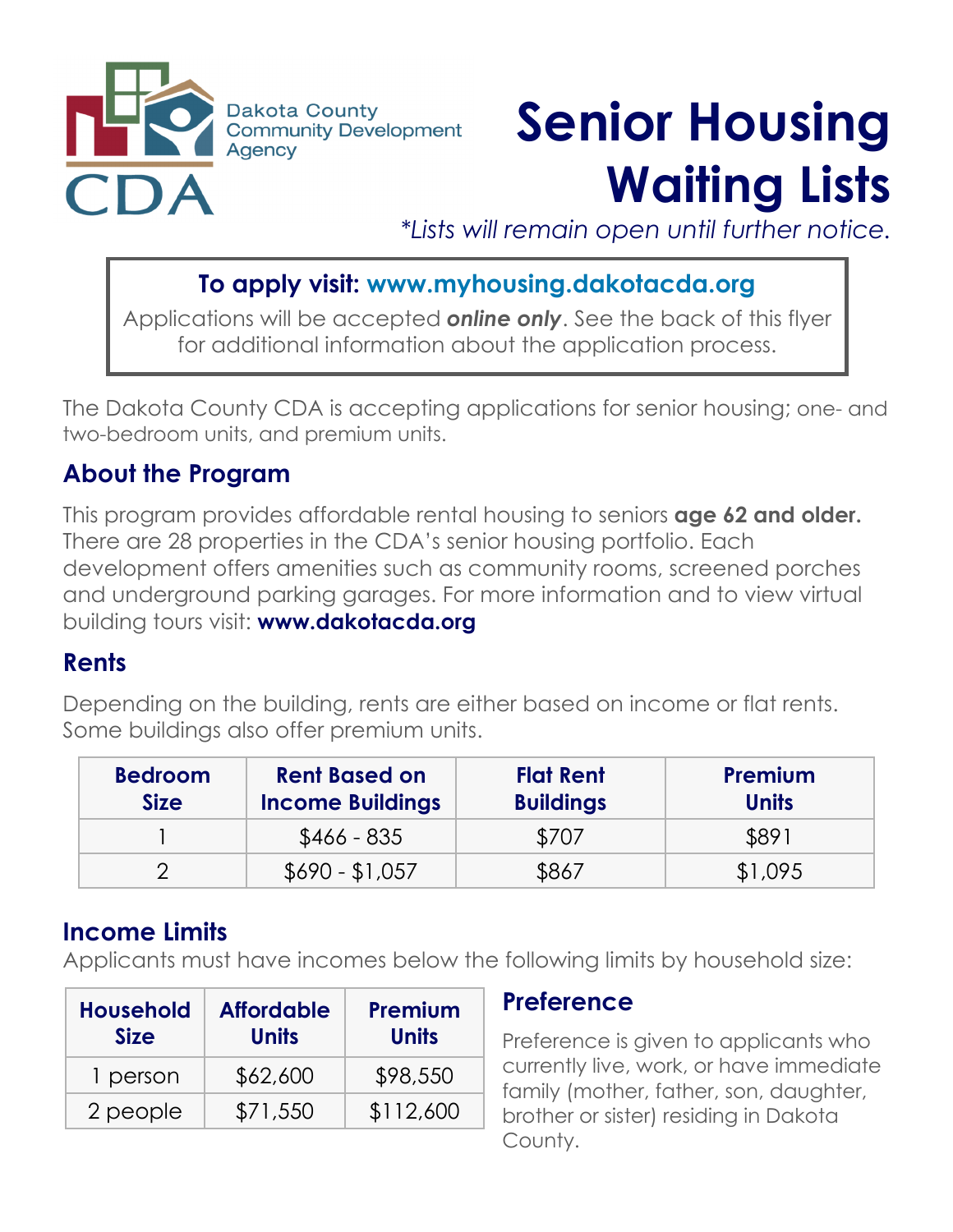Dakota County Community Development Agency

CDA

# Senior Housing Waiting Lists

*\*Lists will remain open until further notice.*

**To apply visit: www.myhousing.dakotacda.org**

Applications will be accepted ***online only***. See the back of this flyer for additional information about the application process.

The Dakota County CDA is accepting applications for senior housing; one- and two-bedroom units, and premium units.

## About the Program

This program provides affordable rental housing to seniors **age 62 and older.** There are 28 properties in the CDA's senior housing portfolio. Each development offers amenities such as community rooms, screened porches and underground parking garages. For more information and to view virtual building tours visit: **www.dakotacda.org**

## Rents

Depending on the building, rents are either based on income or flat rents. Some buildings also offer premium units.

| Bedroom Size | Rent Based on Income Buildings | Flat Rent Buildings | Premium Units |
|---|---|---|---|
| 1 | $466 - 835 | $707 | $891 |
| 2 | $690 - $1,057 | $867 | $1,095 |

## Income Limits

Applicants must have incomes below the following limits by household size:

| Household Size | Affordable Units | Premium Units |
|---|---|---|
| 1 person | $62,600 | $98,550 |
| 2 people | $71,550 | $112,600 |

## Preference

Preference is given to applicants who currently live, work, or have immediate family (mother, father, son, daughter, brother or sister) residing in Dakota County.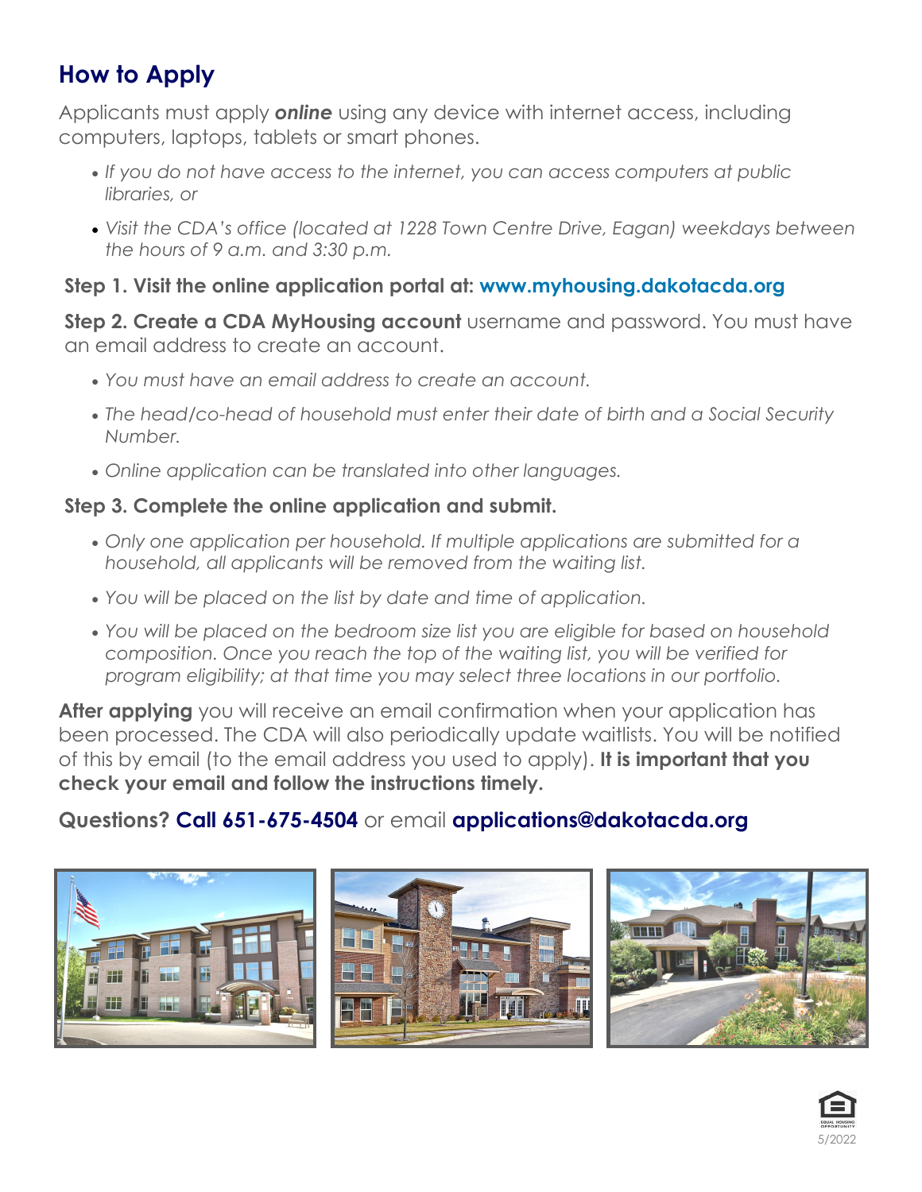## How to Apply

Applicants must apply ***online*** using any device with internet access, including computers, laptops, tablets or smart phones.

- *If you do not have access to the internet, you can access computers at public libraries, or*
- *Visit the CDA's office (located at 1228 Town Centre Drive, Eagan) weekdays between the hours of 9 a.m. and 3:30 p.m.*

**Step 1. Visit the online application portal at: www.myhousing.dakotacda.org**

**Step 2. Create a CDA MyHousing account** username and password. You must have an email address to create an account.

- *You must have an email address to create an account.*
- *The head/co-head of household must enter their date of birth and a Social Security Number.*
- *Online application can be translated into other languages.*

**Step 3. Complete the online application and submit.**

- *Only one application per household. If multiple applications are submitted for a household, all applicants will be removed from the waiting list.*
- *You will be placed on the list by date and time of application.*
- *You will be placed on the bedroom size list you are eligible for based on household composition. Once you reach the top of the waiting list, you will be verified for program eligibility; at that time you may select three locations in our portfolio.*

**After applying** you will receive an email confirmation when your application has been processed. The CDA will also periodically update waitlists. You will be notified of this by email (to the email address you used to apply). **It is important that you check your email and follow the instructions timely.**

**Questions? Call 651-675-4504** or email **applications@dakotacda.org**

5/2022